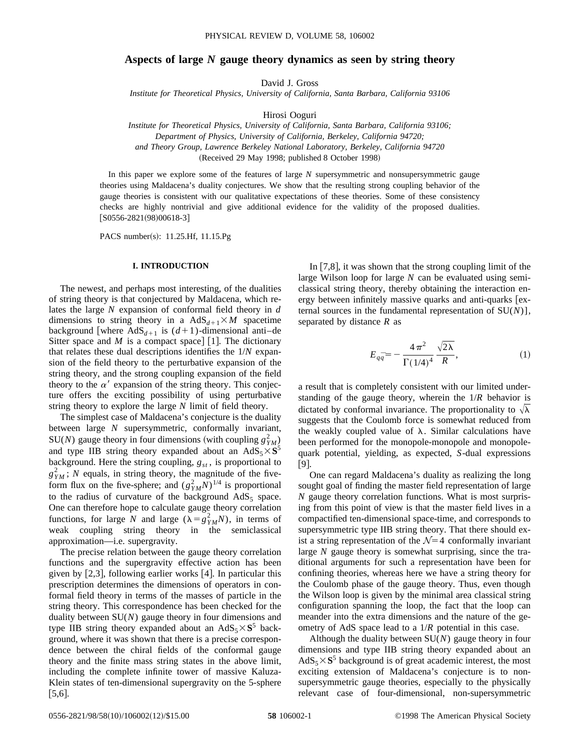# Aspects of large $N$ gauge theory dynamics as seen by string theory

David J. Gross

*Institute for Theoretical Physics, University of California, Santa Barbara, California 93106*

Hirosi Ooguri

*Institute for Theoretical Physics, University of California, Santa Barbara, California 93106;*
*Department of Physics, University of California, Berkeley, California 94720;*
*and Theory Group, Lawrence Berkeley National Laboratory, Berkeley, California 94720*

(Received 29 May 1998; published 8 October 1998)

In this paper we explore some of the features of large $N$ supersymmetric and nonsupersymmetric gauge theories using Maldacena's duality conjectures. We show that the resulting strong coupling behavior of the gauge theories is consistent with our qualitative expectations of these theories. Some of these consistency checks are highly nontrivial and give additional evidence for the validity of the proposed dualities. [S0556-2821(98)00618-3]

PACS number(s): 11.25.Hf, 11.15.Pg

## I. INTRODUCTION

The newest, and perhaps most interesting, of the dualities of string theory is that conjectured by Maldacena, which relates the large $N$ expansion of conformal field theory in $d$ dimensions to string theory in a $\mathrm{AdS}_{d+1}\times M$ spacetime background [where $\mathrm{AdS}_{d+1}$ is $(d+1)$-dimensional anti–de Sitter space and $M$ is a compact space] [1]. The dictionary that relates these dual descriptions identifies the $1/N$ expansion of the field theory to the perturbative expansion of the string theory, and the strong coupling expansion of the field theory to the $\alpha'$ expansion of the string theory. This conjecture offers the exciting possibility of using perturbative string theory to explore the large $N$ limit of field theory.

The simplest case of Maldacena's conjecture is the duality between large $N$ supersymmetric, conformally invariant, $\mathrm{SU}(N)$ gauge theory in four dimensions (with coupling $g_{YM}^2$) and type IIB string theory expanded about an $\mathrm{AdS}_5\times \mathbf{S}^5$ background. Here the string coupling, $g_{st}$, is proportional to $g_{YM}^2$; $N$ equals, in string theory, the magnitude of the five-form flux on the five-sphere; and $(g_{YM}^2 N)^{1/4}$ is proportional to the radius of curvature of the background $\mathrm{AdS}_5$ space. One can therefore hope to calculate gauge theory correlation functions, for large $N$ and large $(\lambda = g_{YM}^2 N)$, in terms of weak coupling string theory in the semiclassical approximation—i.e. supergravity.

The precise relation between the gauge theory correlation functions and the supergravity effective action has been given by [2,3], following earlier works [4]. In particular this prescription determines the dimensions of operators in conformal field theory in terms of the masses of particle in the string theory. This correspondence has been checked for the duality between $\mathrm{SU}(N)$ gauge theory in four dimensions and type IIB string theory expanded about an $\mathrm{AdS}_5\times \mathbf{S}^5$ background, where it was shown that there is a precise correspondence between the chiral fields of the conformal gauge theory and the finite mass string states in the above limit, including the complete infinite tower of massive Kaluza-Klein states of ten-dimensional supergravity on the 5-sphere [5,6].

In [7,8], it was shown that the strong coupling limit of the large Wilson loop for large $N$ can be evaluated using semiclassical string theory, thereby obtaining the interaction energy between infinitely massive quarks and anti-quarks [external sources in the fundamental representation of $\mathrm{SU}(N)$], separated by distance $R$ as

$$E_{q\bar{q}} = -\frac{4\pi^2}{\Gamma(1/4)^4}\frac{\sqrt{2\lambda}}{R}, \tag{1}$$

a result that is completely consistent with our limited understanding of the gauge theory, wherein the $1/R$ behavior is dictated by conformal invariance. The proportionality to $\sqrt{\lambda}$ suggests that the Coulomb force is somewhat reduced from the weakly coupled value of $\lambda$. Similar calculations have been performed for the monopole-monopole and monopole-quark potential, yielding, as expected, $S$-dual expressions [9].

One can regard Maldacena's duality as realizing the long sought goal of finding the master field representation of large $N$ gauge theory correlation functions. What is most surprising from this point of view is that the master field lives in a compactified ten-dimensional space-time, and corresponds to supersymmetric type IIB string theory. That there should exist a string representation of the $\mathcal{N}=4$ conformally invariant large $N$ gauge theory is somewhat surprising, since the traditional arguments for such a representation have been for confining theories, whereas here we have a string theory for the Coulomb phase of the gauge theory. Thus, even though the Wilson loop is given by the minimal area classical string configuration spanning the loop, the fact that the loop can meander into the extra dimensions and the nature of the geometry of AdS space lead to a $1/R$ potential in this case.

Although the duality between $\mathrm{SU}(N)$ gauge theory in four dimensions and type IIB string theory expanded about an $\mathrm{AdS}_5\times \mathbf{S}^5$ background is of great academic interest, the most exciting extension of Maldacena's conjecture is to non-supersymmetric gauge theories, especially to the physically relevant case of four-dimensional, non-supersymmetric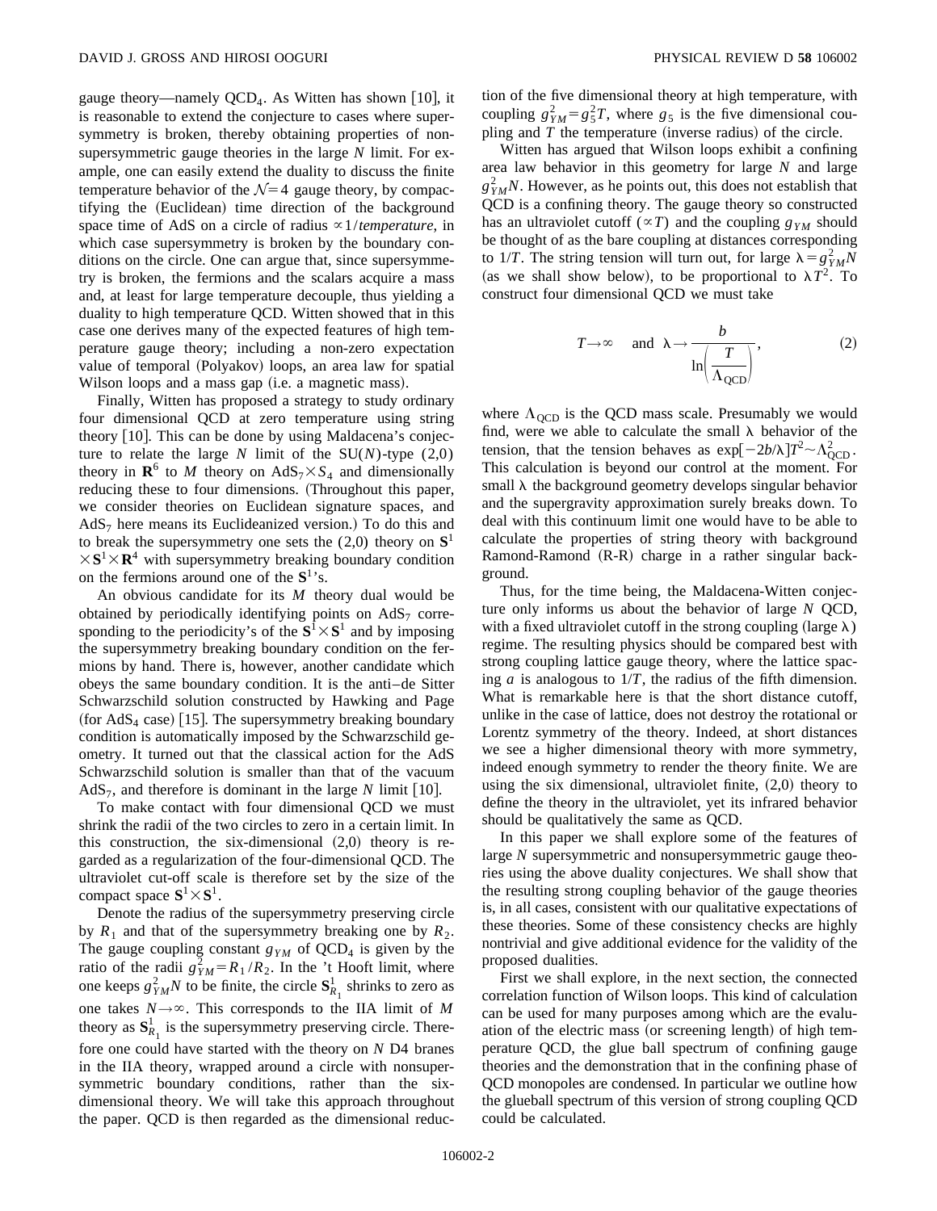gauge theory—namely $QCD_4$. As Witten has shown [10], it is reasonable to extend the conjecture to cases where supersymmetry is broken, thereby obtaining properties of nonsupersymmetric gauge theories in the large $N$ limit. For example, one can easily extend the duality to discuss the finite temperature behavior of the $\mathcal{N}=4$ gauge theory, by compactifying the (Euclidean) time direction of the background space time of AdS on a circle of radius $\propto 1/temperature$, in which case supersymmetry is broken by the boundary conditions on the circle. One can argue that, since supersymmetry is broken, the fermions and the scalars acquire a mass and, at least for large temperature decouple, thus yielding a duality to high temperature QCD. Witten showed that in this case one derives many of the expected features of high temperature gauge theory; including a non-zero expectation value of temporal (Polyakov) loops, an area law for spatial Wilson loops and a mass gap (i.e. a magnetic mass).

Finally, Witten has proposed a strategy to study ordinary four dimensional QCD at zero temperature using string theory [10]. This can be done by using Maldacena's conjecture to relate the large $N$ limit of the SU($N$)-type (2,0) theory in $\mathbf{R}^6$ to $M$ theory on $AdS_7\times S_4$ and dimensionally reducing these to four dimensions. (Throughout this paper, we consider theories on Euclidean signature spaces, and $AdS_7$ here means its Euclideanized version.) To do this and to break the supersymmetry one sets the (2,0) theory on $\mathbf{S}^1\times\mathbf{S}^1\times\mathbf{R}^4$ with supersymmetry breaking boundary condition on the fermions around one of the $\mathbf{S}^1$'s.

An obvious candidate for its $M$ theory dual would be obtained by periodically identifying points on $AdS_7$ corresponding to the periodicity's of the $\mathbf{S}^1\times\mathbf{S}^1$ and by imposing the supersymmetry breaking boundary condition on the fermions by hand. There is, however, another candidate which obeys the same boundary condition. It is the anti–de Sitter Schwarzschild solution constructed by Hawking and Page (for $AdS_4$ case) [15]. The supersymmetry breaking boundary condition is automatically imposed by the Schwarzschild geometry. It turned out that the classical action for the AdS Schwarzschild solution is smaller than that of the vacuum $AdS_7$, and therefore is dominant in the large $N$ limit [10].

To make contact with four dimensional QCD we must shrink the radii of the two circles to zero in a certain limit. In this construction, the six-dimensional (2,0) theory is regarded as a regularization of the four-dimensional QCD. The ultraviolet cut-off scale is therefore set by the size of the compact space $\mathbf{S}^1\times\mathbf{S}^1$.

Denote the radius of the supersymmetry preserving circle by $R_1$ and that of the supersymmetry breaking one by $R_2$. The gauge coupling constant $g_{YM}$ of $QCD_4$ is given by the ratio of the radii $g_{YM}^2=R_1/R_2$. In the 't Hooft limit, where one keeps $g_{YM}^2N$ to be finite, the circle $\mathbf{S}^1_{R_1}$ shrinks to zero as one takes $N\to\infty$. This corresponds to the IIA limit of $M$ theory as $\mathbf{S}^1_{R_1}$ is the supersymmetry preserving circle. Therefore one could have started with the theory on $N$ D4 branes in the IIA theory, wrapped around a circle with nonsupersymmetric boundary conditions, rather than the six-dimensional theory. We will take this approach throughout the paper. QCD is then regarded as the dimensional reduction of the five dimensional theory at high temperature, with coupling $g_{YM}^2=g_5^2T$, where $g_5$ is the five dimensional coupling and $T$ the temperature (inverse radius) of the circle.

Witten has argued that Wilson loops exhibit a confining area law behavior in this geometry for large $N$ and large $g_{YM}^2N$. However, as he points out, this does not establish that QCD is a confining theory. The gauge theory so constructed has an ultraviolet cutoff ($\propto T$) and the coupling $g_{YM}$ should be thought of as the bare coupling at distances corresponding to $1/T$. The string tension will turn out, for large $\lambda=g_{YM}^2N$ (as we shall show below), to be proportional to $\lambda T^2$. To construct four dimensional QCD we must take

$$T\to\infty \quad \text{and} \quad \lambda\to\frac{b}{\ln\left(\frac{T}{\Lambda_{QCD}}\right)}, \tag{2}$$

where $\Lambda_{QCD}$ is the QCD mass scale. Presumably we would find, were we able to calculate the small $\lambda$ behavior of the tension, that the tension behaves as $\exp[-2b/\lambda]T^2\sim\Lambda_{QCD}^2$. This calculation is beyond our control at the moment. For small $\lambda$ the background geometry develops singular behavior and the supergravity approximation surely breaks down. To deal with this continuum limit one would have to be able to calculate the properties of string theory with background Ramond-Ramond (R-R) charge in a rather singular background.

Thus, for the time being, the Maldacena-Witten conjecture only informs us about the behavior of large $N$ QCD, with a fixed ultraviolet cutoff in the strong coupling (large $\lambda$) regime. The resulting physics should be compared best with strong coupling lattice gauge theory, where the lattice spacing $a$ is analogous to $1/T$, the radius of the fifth dimension. What is remarkable here is that the short distance cutoff, unlike in the case of lattice, does not destroy the rotational or Lorentz symmetry of the theory. Indeed, at short distances we see a higher dimensional theory with more symmetry, indeed enough symmetry to render the theory finite. We are using the six dimensional, ultraviolet finite, (2,0) theory to define the theory in the ultraviolet, yet its infrared behavior should be qualitatively the same as QCD.

In this paper we shall explore some of the features of large $N$ supersymmetric and nonsupersymmetric gauge theories using the above duality conjectures. We shall show that the resulting strong coupling behavior of the gauge theories is, in all cases, consistent with our qualitative expectations of these theories. Some of these consistency checks are highly nontrivial and give additional evidence for the validity of the proposed dualities.

First we shall explore, in the next section, the connected correlation function of Wilson loops. This kind of calculation can be used for many purposes among which are the evaluation of the electric mass (or screening length) of high temperature QCD, the glue ball spectrum of confining gauge theories and the demonstration that in the confining phase of QCD monopoles are condensed. In particular we outline how the glueball spectrum of this version of strong coupling QCD could be calculated.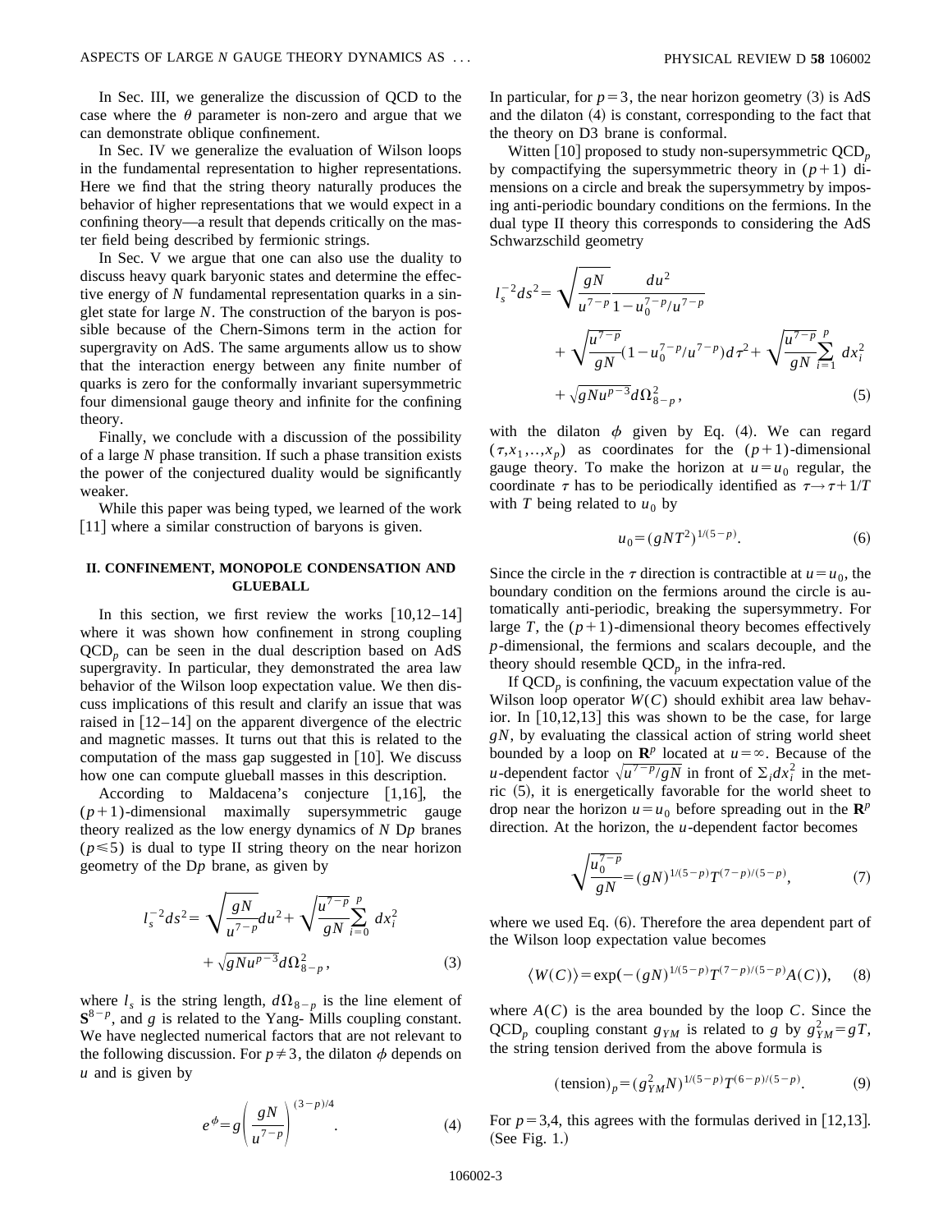In Sec. III, we generalize the discussion of QCD to the case where the $\theta$ parameter is non-zero and argue that we can demonstrate oblique confinement.

In Sec. IV we generalize the evaluation of Wilson loops in the fundamental representation to higher representations. Here we find that the string theory naturally produces the behavior of higher representations that we would expect in a confining theory—a result that depends critically on the master field being described by fermionic strings.

In Sec. V we argue that one can also use the duality to discuss heavy quark baryonic states and determine the effective energy of $N$ fundamental representation quarks in a singlet state for large $N$. The construction of the baryon is possible because of the Chern-Simons term in the action for supergravity on AdS. The same arguments allow us to show that the interaction energy between any finite number of quarks is zero for the conformally invariant supersymmetric four dimensional gauge theory and infinite for the confining theory.

Finally, we conclude with a discussion of the possibility of a large $N$ phase transition. If such a phase transition exists the power of the conjectured duality would be significantly weaker.

While this paper was being typed, we learned of the work [11] where a similar construction of baryons is given.

## II. CONFINEMENT, MONOPOLE CONDENSATION AND GLUEBALL

In this section, we first review the works [10,12–14] where it was shown how confinement in strong coupling $\mathrm{QCD}_p$ can be seen in the dual description based on AdS supergravity. In particular, they demonstrated the area law behavior of the Wilson loop expectation value. We then discuss implications of this result and clarify an issue that was raised in [12–14] on the apparent divergence of the electric and magnetic masses. It turns out that this is related to the computation of the mass gap suggested in [10]. We discuss how one can compute glueball masses in this description.

According to Maldacena's conjecture [1,16], the $(p+1)$-dimensional maximally supersymmetric gauge theory realized as the low energy dynamics of $N$ D$p$ branes ($p\leqslant 5$) is dual to type II string theory on the near horizon geometry of the D$p$ brane, as given by

$$l_s^{-2}ds^2=\sqrt{\frac{gN}{u^{7-p}}}du^2+\sqrt{\frac{u^{7-p}}{gN}}\sum_{i=0}^{p}dx_i^2+\sqrt{gNu^{p-3}}d\Omega_{8-p}^2, \tag{3}$$

where $l_s$ is the string length, $d\Omega_{8-p}$ is the line element of $\mathbf{S}^{8-p}$, and $g$ is related to the Yang- Mills coupling constant. We have neglected numerical factors that are not relevant to the following discussion. For $p\neq 3$, the dilaton $\phi$ depends on $u$ and is given by

$$e^{\phi}=g\left(\frac{gN}{u^{7-p}}\right)^{(3-p)/4}. \tag{4}$$

In particular, for $p=3$, the near horizon geometry (3) is AdS and the dilaton (4) is constant, corresponding to the fact that the theory on D3 brane is conformal.

Witten [10] proposed to study non-supersymmetric $\mathrm{QCD}_p$ by compactifying the supersymmetric theory in $(p+1)$ dimensions on a circle and break the supersymmetry by imposing anti-periodic boundary conditions on the fermions. In the dual type II theory this corresponds to considering the AdS Schwarzschild geometry

$$\begin{aligned}l_s^{-2}ds^2=&\sqrt{\frac{gN}{u^{7-p}}}\frac{du^2}{1-u_0^{7-p}/u^{7-p}}\\&+\sqrt{\frac{u^{7-p}}{gN}}(1-u_0^{7-p}/u^{7-p})d\tau^2+\sqrt{\frac{u^{7-p}}{gN}}\sum_{i=1}^{p}dx_i^2\\&+\sqrt{gNu^{p-3}}d\Omega_{8-p}^2,\end{aligned} \tag{5}$$

with the dilaton $\phi$ given by Eq. (4). We can regard $(\tau,x_1,..,x_p)$ as coordinates for the $(p+1)$-dimensional gauge theory. To make the horizon at $u=u_0$ regular, the coordinate $\tau$ has to be periodically identified as $\tau\to\tau+1/T$ with $T$ being related to $u_0$ by

$$u_0=(gNT^2)^{1/(5-p)}. \tag{6}$$

Since the circle in the $\tau$ direction is contractible at $u=u_0$, the boundary condition on the fermions around the circle is automatically anti-periodic, breaking the supersymmetry. For large $T$, the $(p+1)$-dimensional theory becomes effectively $p$-dimensional, the fermions and scalars decouple, and the theory should resemble $\mathrm{QCD}_p$ in the infra-red.

If $\mathrm{QCD}_p$ is confining, the vacuum expectation value of the Wilson loop operator $W(C)$ should exhibit area law behavior. In [10,12,13] this was shown to be the case, for large $gN$, by evaluating the classical action of string world sheet bounded by a loop on $\mathbf{R}^p$ located at $u=\infty$. Because of the $u$-dependent factor $\sqrt{u^{7-p}/gN}$ in front of $\Sigma_i dx_i^2$ in the metric (5), it is energetically favorable for the world sheet to drop near the horizon $u=u_0$ before spreading out in the $\mathbf{R}^p$ direction. At the horizon, the $u$-dependent factor becomes

$$\sqrt{\frac{u_0^{7-p}}{gN}}=(gN)^{1/(5-p)}T^{(7-p)/(5-p)}, \tag{7}$$

where we used Eq. (6). Therefore the area dependent part of the Wilson loop expectation value becomes

$$\langle W(C)\rangle=\exp(-(gN)^{1/(5-p)}T^{(7-p)/(5-p)}A(C)), \tag{8}$$

where $A(C)$ is the area bounded by the loop $C$. Since the $\mathrm{QCD}_p$ coupling constant $g_{YM}$ is related to $g$ by $g_{YM}^2=gT$, the string tension derived from the above formula is

$$(\mathrm{tension})_p=(g_{YM}^2N)^{1/(5-p)}T^{(6-p)/(5-p)}. \tag{9}$$

For $p=3,4$, this agrees with the formulas derived in [12,13]. (See Fig. 1.)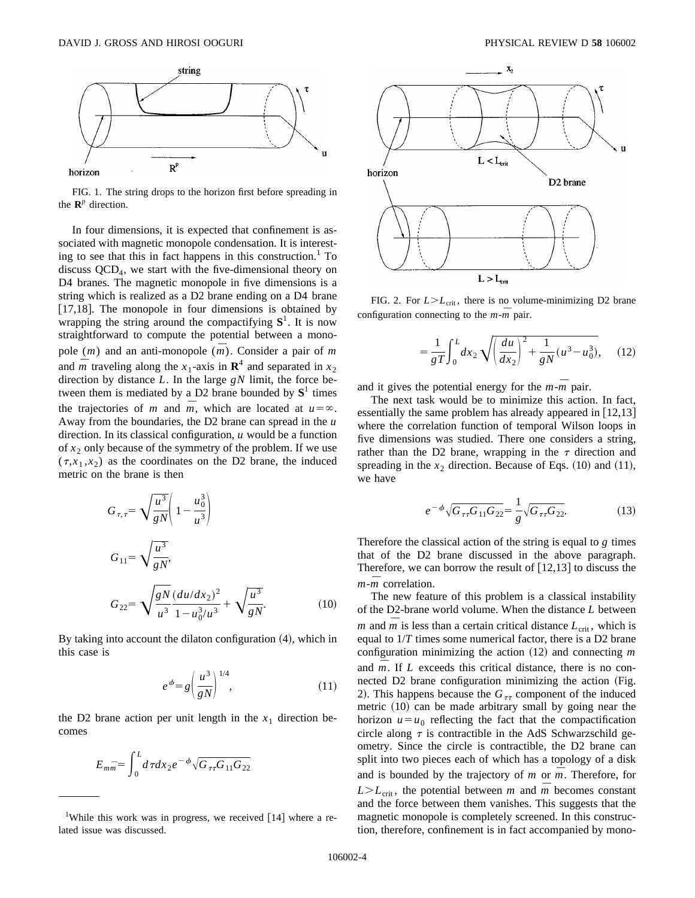FIG. 1. The string drops to the horizon first before spreading in the $\mathbf{R}^p$ direction.

In four dimensions, it is expected that confinement is associated with magnetic monopole condensation. It is interesting to see that this in fact happens in this construction.[1] To discuss $\mathrm{QCD}_4$, we start with the five-dimensional theory on D4 branes. The magnetic monopole in five dimensions is a string which is realized as a D2 brane ending on a D4 brane [17,18]. The monopole in four dimensions is obtained by wrapping the string around the compactifying $\mathbf{S}^1$. It is now straightforward to compute the potential between a monopole $(m)$ and an anti-monopole $(\bar{m})$. Consider a pair of $m$ and $\bar{m}$ traveling along the $x_1$-axis in $\mathbf{R}^4$ and separated in $x_2$ direction by distance $L$. In the large $gN$ limit, the force between them is mediated by a D2 brane bounded by $\mathbf{S}^1$ times the trajectories of $m$ and $\bar{m}$, which are located at $u=\infty$. Away from the boundaries, the D2 brane can spread in the $u$ direction. In its classical configuration, $u$ would be a function of $x_2$ only because of the symmetry of the problem. If we use $(\tau, x_1, x_2)$ as the coordinates on the D2 brane, the induced metric on the brane is then

$$
\begin{aligned}
G_{\tau,\tau} &= \sqrt{\frac{u^3}{gN}}\left(1-\frac{u_0^3}{u^3}\right)\\
G_{11} &= \sqrt{\frac{u^3}{gN}},\\
G_{22} &= \sqrt{\frac{gN}{u^3}}\frac{(du/dx_2)^2}{1-u_0^3/u^3}+\sqrt{\frac{u^3}{gN}}.
\end{aligned} \tag{10}
$$

By taking into account the dilaton configuration (4), which in this case is

$$
e^{\phi} = g\left(\frac{u^3}{gN}\right)^{1/4}, \tag{11}
$$

the D2 brane action per unit length in the $x_1$ direction becomes

$$
E_{m\bar{m}} = \int_0^L d\tau dx_2 e^{-\phi}\sqrt{G_{\tau\tau}G_{11}G_{22}}
$$

$$
= \frac{1}{gT}\int_0^L dx_2 \sqrt{\left(\frac{du}{dx_2}\right)^2+\frac{1}{gN}(u^3-u_0^3)}, \tag{12}
$$

and it gives the potential energy for the $m$-$\bar{m}$ pair.

The next task would be to minimize this action. In fact, essentially the same problem has already appeared in [12,13] where the correlation function of temporal Wilson loops in five dimensions was studied. There one considers a string, rather than the D2 brane, wrapping in the $\tau$ direction and spreading in the $x_2$ direction. Because of Eqs. (10) and (11), we have

$$
e^{-\phi}\sqrt{G_{\tau\tau}G_{11}G_{22}} = \frac{1}{g}\sqrt{G_{\tau\tau}G_{22}}. \tag{13}
$$

Therefore the classical action of the string is equal to $g$ times that of the D2 brane discussed in the above paragraph. Therefore, we can borrow the result of [12,13] to discuss the $m$-$\bar{m}$ correlation.

The new feature of this problem is a classical instability of the D2-brane world volume. When the distance $L$ between $m$ and $\bar{m}$ is less than a certain critical distance $L_{\mathrm{crit}}$, which is equal to $1/T$ times some numerical factor, there is a D2 brane configuration minimizing the action (12) and connecting $m$ and $\bar{m}$. If $L$ exceeds this critical distance, there is no connected D2 brane configuration minimizing the action (Fig. 2). This happens because the $G_{\tau\tau}$ component of the induced metric (10) can be made arbitrary small by going near the horizon $u=u_0$ reflecting the fact that the compactification circle along $\tau$ is contractible in the AdS Schwarzschild geometry. Since the circle is contractible, the D2 brane can split into two pieces each of which has a topology of a disk and is bounded by the trajectory of $m$ or $\bar{m}$. Therefore, for $L>L_{\mathrm{crit}}$, the potential between $m$ and $\bar{m}$ becomes constant and the force between them vanishes. This suggests that the magnetic monopole is completely screened. In this construction, therefore, confinement is in fact accompanied by mono-

FIG. 2. For $L>L_{\mathrm{crit}}$, there is no volume-minimizing D2 brane configuration connecting to the $m$-$\bar{m}$ pair.

[1] While this work was in progress, we received [14] where a related issue was discussed.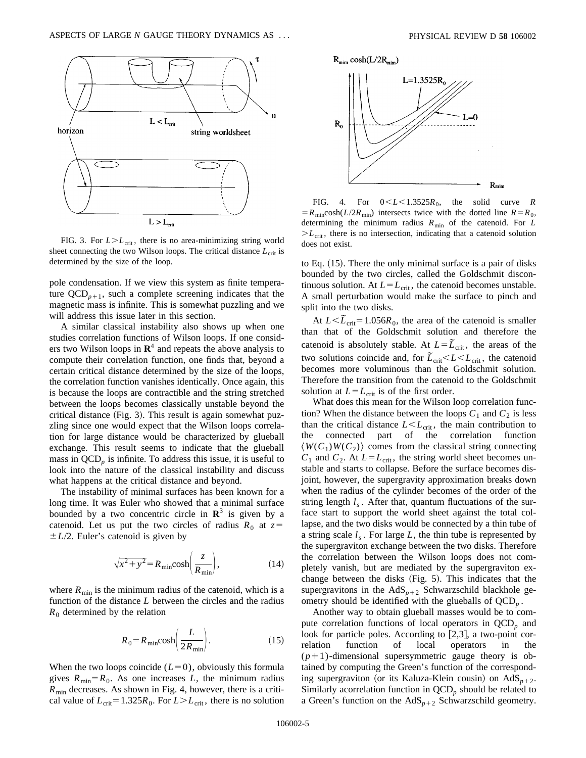FIG. 3. For $L > L_{\rm crit}$, there is no area-minimizing string world sheet connecting the two Wilson loops. The critical distance $L_{\rm crit}$ is determined by the size of the loop.

pole condensation. If we view this system as finite temperature $\mathrm{QCD}_{p+1}$, such a complete screening indicates that the magnetic mass is infinite. This is somewhat puzzling and we will address this issue later in this section.

A similar classical instability also shows up when one studies correlation functions of Wilson loops. If one considers two Wilson loops in $\mathbf{R}^4$ and repeats the above analysis to compute their correlation function, one finds that, beyond a certain critical distance determined by the size of the loops, the correlation function vanishes identically. Once again, this is because the loops are contractible and the string stretched between the loops becomes classically unstable beyond the critical distance (Fig. 3). This result is again somewhat puzzling since one would expect that the Wilson loops correlation for large distance would be characterized by glueball exchange. This result seems to indicate that the glueball mass in $\mathrm{QCD}_p$ is infinite. To address this issue, it is useful to look into the nature of the classical instability and discuss what happens at the critical distance and beyond.

The instability of minimal surfaces has been known for a long time. It was Euler who showed that a minimal surface bounded by a two concentric circle in $\mathbf{R}^3$ is given by a catenoid. Let us put the two circles of radius $R_0$ at $z = \pm L/2$. Euler's catenoid is given by

$$\sqrt{x^2+y^2} = R_{\rm min}\cosh\left(\frac{z}{R_{\rm min}}\right), \tag{14}$$

where $R_{\rm min}$ is the minimum radius of the catenoid, which is a function of the distance $L$ between the circles and the radius $R_0$ determined by the relation

$$R_0 = R_{\rm min}\cosh\left(\frac{L}{2R_{\rm min}}\right). \tag{15}$$

When the two loops coincide ($L=0$), obviously this formula gives $R_{\rm min} = R_0$. As one increases $L$, the minimum radius $R_{\rm min}$ decreases. As shown in Fig. 4, however, there is a critical value of $L_{\rm crit} = 1.325 R_0$. For $L > L_{\rm crit}$, there is no solution to Eq. (15). There the only minimal surface is a pair of disks bounded by the two circles, called the Goldschmit discontinuous solution. At $L = L_{\rm crit}$, the catenoid becomes unstable. A small perturbation would make the surface to pinch and split into the two disks.

FIG. 4. For $0 < L < 1.3525 R_0$, the solid curve $R = R_{\rm min}\cosh(L/2R_{\rm min})$ intersects twice with the dotted line $R = R_0$, determining the minimum radius $R_{\rm min}$ of the catenoid. For $L > L_{\rm crit}$, there is no intersection, indicating that a catenoid solution does not exist.

At $L < \tilde{L}_{\rm crit} = 1.056 R_0$, the area of the catenoid is smaller than that of the Goldschmit solution and therefore the catenoid is absolutely stable. At $L = \tilde{L}_{\rm crit}$, the areas of the two solutions coincide and, for $\tilde{L}_{\rm crit} < L < L_{\rm crit}$, the catenoid becomes more voluminous than the Goldschmit solution. Therefore the transition from the catenoid to the Goldschmit solution at $L = L_{\rm crit}$ is of the first order.

What does this mean for the Wilson loop correlation function? When the distance between the loops $C_1$ and $C_2$ is less than the critical distance $L < L_{\rm crit}$, the main contribution to the connected part of the correlation function $\langle W(C_1) W(C_2) \rangle$ comes from the classical string connecting $C_1$ and $C_2$. At $L = L_{\rm crit}$, the string world sheet becomes unstable and starts to collapse. Before the surface becomes disjoint, however, the supergravity approximation breaks down when the radius of the cylinder becomes of the order of the string length $l_s$. After that, quantum fluctuations of the surface start to support the world sheet against the total collapse, and the two disks would be connected by a thin tube of a string scale $l_s$. For large $L$, the thin tube is represented by the supergraviton exchange between the two disks. Therefore the correlation between the Wilson loops does not completely vanish, but are mediated by the supergraviton exchange between the disks (Fig. 5). This indicates that the supergravitons in the $\mathrm{AdS}_{p+2}$ Schwarzschild blackhole geometry should be identified with the glueballs of $\mathrm{QCD}_p$.

Another way to obtain glueball masses would be to compute correlation functions of local operators in $\mathrm{QCD}_p$ and look for particle poles. According to [2,3], a two-point correlation function of local operators in the $(p+1)$-dimensional supersymmetric gauge theory is obtained by computing the Green's function of the corresponding supergraviton (or its Kaluza-Klein cousin) on $\mathrm{AdS}_{p+2}$. Similarly acorrelation function in $\mathrm{QCD}_p$ should be related to a Green's function on the $\mathrm{AdS}_{p+2}$ Schwarzschild geometry.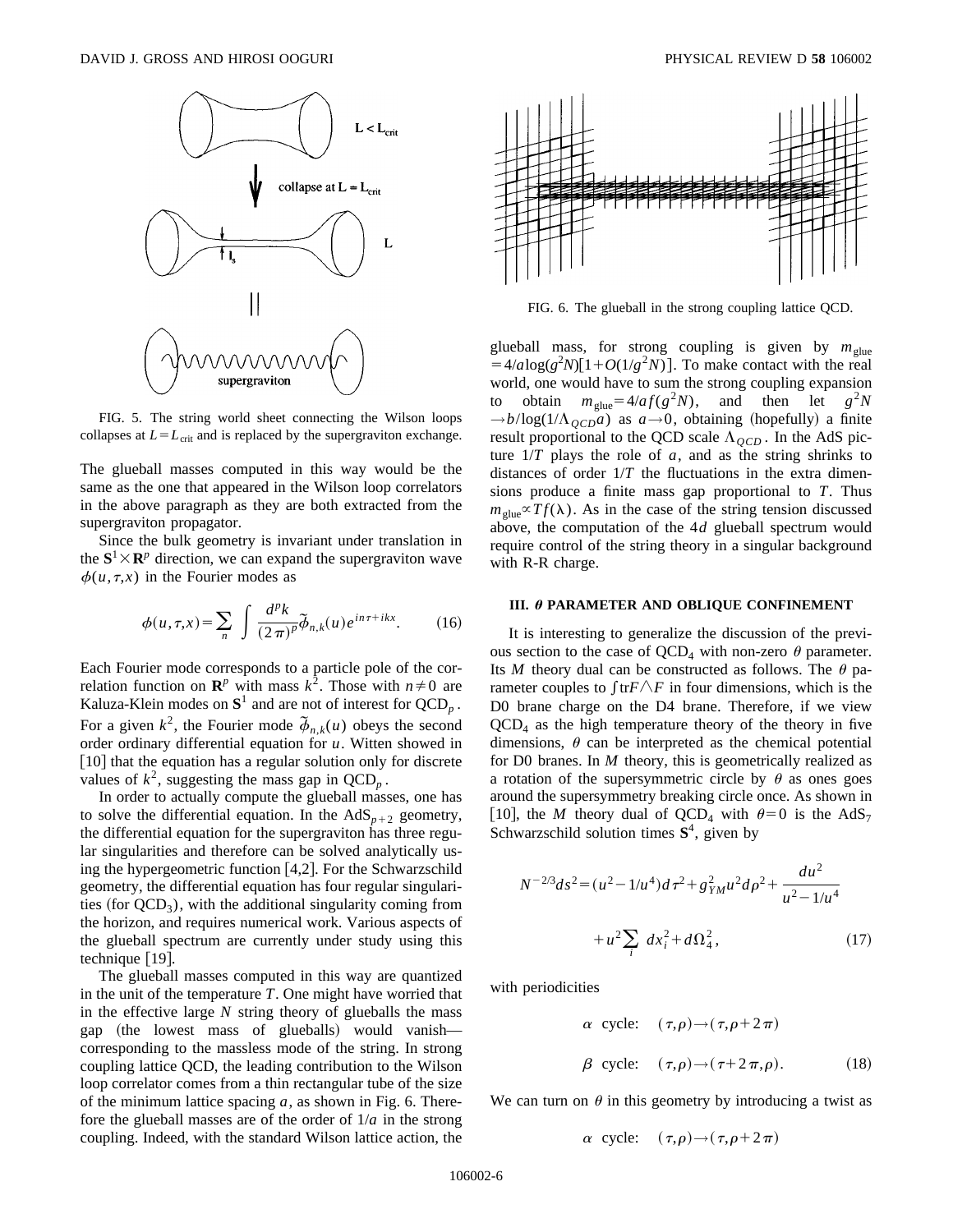FIG. 5. The string world sheet connecting the Wilson loops collapses at $L = L_{\rm crit}$ and is replaced by the supergraviton exchange.

The glueball masses computed in this way would be the same as the one that appeared in the Wilson loop correlators in the above paragraph as they are both extracted from the supergraviton propagator.

Since the bulk geometry is invariant under translation in the $\mathbf{S}^1 \times \mathbf{R}^p$ direction, we can expand the supergraviton wave $\phi(u,\tau,x)$ in the Fourier modes as

$$\phi(u,\tau,x) = \sum_n \int \frac{d^p k}{(2\pi)^p} \tilde{\phi}_{n,k}(u) e^{in\tau + ikx}. \qquad (16)$$

Each Fourier mode corresponds to a particle pole of the correlation function on $\mathbf{R}^p$ with mass $k^2$. Those with $n \neq 0$ are Kaluza-Klein modes on $\mathbf{S}^1$ and are not of interest for $\mathrm{QCD}_p$. For a given $k^2$, the Fourier mode $\tilde{\phi}_{n,k}(u)$ obeys the second order ordinary differential equation for $u$. Witten showed in [10] that the equation has a regular solution only for discrete values of $k^2$, suggesting the mass gap in $\mathrm{QCD}_p$.

In order to actually compute the glueball masses, one has to solve the differential equation. In the $\mathrm{AdS}_{p+2}$ geometry, the differential equation for the supergraviton has three regular singularities and therefore can be solved analytically using the hypergeometric function [4,2]. For the Schwarzschild geometry, the differential equation has four regular singularities (for $\mathrm{QCD}_3$), with the additional singularity coming from the horizon, and requires numerical work. Various aspects of the glueball spectrum are currently under study using this technique [19].

The glueball masses computed in this way are quantized in the unit of the temperature $T$. One might have worried that in the effective large $N$ string theory of glueballs the mass gap (the lowest mass of glueballs) would vanish—corresponding to the massless mode of the string. In strong coupling lattice QCD, the leading contribution to the Wilson loop correlator comes from a thin rectangular tube of the size of the minimum lattice spacing $a$, as shown in Fig. 6. Therefore the glueball masses are of the order of $1/a$ in the strong coupling. Indeed, with the standard Wilson lattice action, the glueball mass, for strong coupling is given by $m_{\rm glue} = 4/a \log(g^2N)[1+O(1/g^2N)]$. To make contact with the real world, one would have to sum the strong coupling expansion to obtain $m_{\rm glue} = 4/af(g^2N)$, and then let $g^2N \to b/\log(1/\Lambda_{QCD}a)$ as $a \to 0$, obtaining (hopefully) a finite result proportional to the QCD scale $\Lambda_{QCD}$. In the AdS picture $1/T$ plays the role of $a$, and as the string shrinks to distances of order $1/T$ the fluctuations in the extra dimensions produce a finite mass gap proportional to $T$. Thus $m_{\rm glue} \propto Tf(\lambda)$. As in the case of the string tension discussed above, the computation of the $4d$ glueball spectrum would require control of the string theory in a singular background with R-R charge.

FIG. 6. The glueball in the strong coupling lattice QCD.

### III. $\theta$ PARAMETER AND OBLIQUE CONFINEMENT

It is interesting to generalize the discussion of the previous section to the case of $\mathrm{QCD}_4$ with non-zero $\theta$ parameter. Its $M$ theory dual can be constructed as follows. The $\theta$ parameter couples to $\int \mathrm{tr} F \wedge F$ in four dimensions, which is the D0 brane charge on the D4 brane. Therefore, if we view $\mathrm{QCD}_4$ as the high temperature theory of the theory in five dimensions, $\theta$ can be interpreted as the chemical potential for D0 branes. In $M$ theory, this is geometrically realized as a rotation of the supersymmetric circle by $\theta$ as ones goes around the supersymmetry breaking circle once. As shown in [10], the $M$ theory dual of $\mathrm{QCD}_4$ with $\theta = 0$ is the $\mathrm{AdS}_7$ Schwarzschild solution times $\mathbf{S}^4$, given by

$$N^{-2/3} ds^2 = (u^2 - 1/u^4) d\tau^2 + g_{YM}^2 u^2 d\rho^2 + \frac{du^2}{u^2 - 1/u^4} + u^2 \sum_i dx_i^2 + d\Omega_4^2, \qquad (17)$$

with periodicities

$$\alpha \text{ cycle:} \quad (\tau,\rho) \to (\tau, \rho + 2\pi)$$

$$\beta \text{ cycle:} \quad (\tau,\rho) \to (\tau + 2\pi, \rho). \qquad (18)$$

We can turn on $\theta$ in this geometry by introducing a twist as

$$\alpha \text{ cycle:} \quad (\tau,\rho) \to (\tau, \rho + 2\pi)$$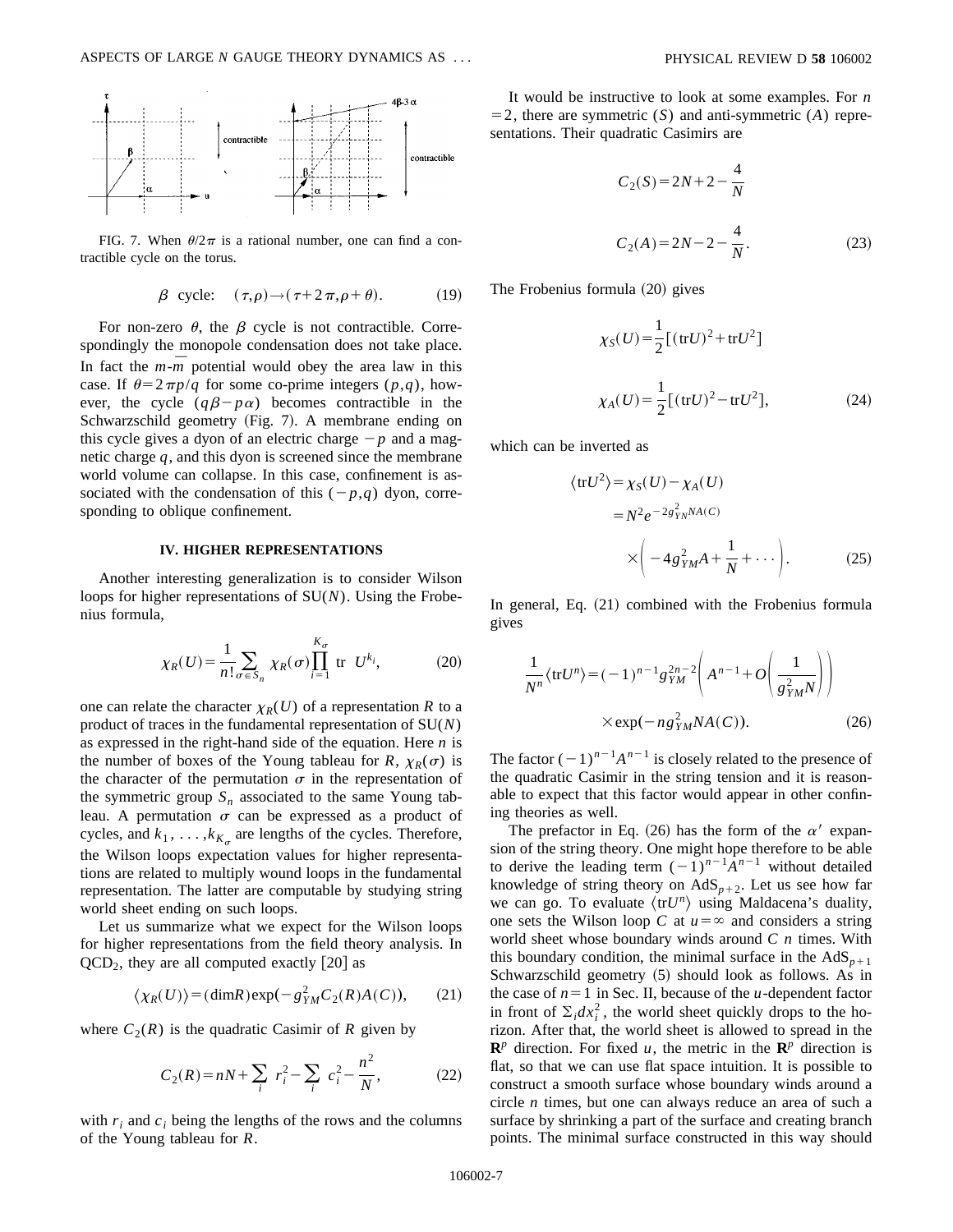FIG. 7. When $\theta/2\pi$ is a rational number, one can find a contractible cycle on the torus.

$$\beta \text{ cycle:} \quad (\tau,\rho) \to (\tau + 2\pi, \rho + \theta). \tag{19}$$

For non-zero $\theta$, the $\beta$ cycle is not contractible. Correspondingly the monopole condensation does not take place. In fact the $m$-$\bar{m}$ potential would obey the area law in this case. If $\theta = 2\pi p/q$ for some co-prime integers $(p,q)$, however, the cycle $(q\beta - p\alpha)$ becomes contractible in the Schwarzschild geometry (Fig. 7). A membrane ending on this cycle gives a dyon of an electric charge $-p$ and a magnetic charge $q$, and this dyon is screened since the membrane world volume can collapse. In this case, confinement is associated with the condensation of this $(-p,q)$ dyon, corresponding to oblique confinement.

## IV. HIGHER REPRESENTATIONS

Another interesting generalization is to consider Wilson loops for higher representations of SU($N$). Using the Frobenius formula,

$$\chi_R(U) = \frac{1}{n!} \sum_{\sigma \in S_n} \chi_R(\sigma) \prod_{i=1}^{K_\sigma} \text{tr } U^{k_i}, \tag{20}$$

one can relate the character $\chi_R(U)$ of a representation $R$ to a product of traces in the fundamental representation of SU($N$) as expressed in the right-hand side of the equation. Here $n$ is the number of boxes of the Young tableau for $R$, $\chi_R(\sigma)$ is the character of the permutation $\sigma$ in the representation of the symmetric group $S_n$ associated to the same Young tableau. A permutation $\sigma$ can be expressed as a product of cycles, and $k_1, \ldots, k_{K_\sigma}$ are lengths of the cycles. Therefore, the Wilson loops expectation values for higher representations are related to multiply wound loops in the fundamental representation. The latter are computable by studying string world sheet ending on such loops.

Let us summarize what we expect for the Wilson loops for higher representations from the field theory analysis. In $\text{QCD}_2$, they are all computed exactly [20] as

$$\langle \chi_R(U) \rangle = (\dim R) \exp(-g_{YM}^2 C_2(R) A(C)), \tag{21}$$

where $C_2(R)$ is the quadratic Casimir of $R$ given by

$$C_2(R) = nN + \sum_i r_i^2 - \sum_i c_i^2 - \frac{n^2}{N}, \tag{22}$$

with $r_i$ and $c_i$ being the lengths of the rows and the columns of the Young tableau for $R$.

It would be instructive to look at some examples. For $n = 2$, there are symmetric ($S$) and anti-symmetric ($A$) representations. Their quadratic Casimirs are

$$C_2(S) = 2N + 2 - \frac{4}{N}$$

$$C_2(A) = 2N - 2 - \frac{4}{N}. \tag{23}$$

The Frobenius formula (20) gives

$$\chi_S(U) = \frac{1}{2}[(\text{tr}U)^2 + \text{tr}U^2]$$

$$\chi_A(U) = \frac{1}{2}[(\text{tr}U)^2 - \text{tr}U^2], \tag{24}$$

which can be inverted as

$$\begin{aligned} \langle \text{tr}U^2 \rangle &= \chi_S(U) - \chi_A(U) \\ &= N^2 e^{-2g_{YM}^2 NA(C)} \\ &\quad \times \left( -4g_{YM}^2 A + \frac{1}{N} + \cdots \right). \end{aligned} \tag{25}$$

In general, Eq. (21) combined with the Frobenius formula gives

$$\begin{aligned} \frac{1}{N^n} \langle \text{tr}U^n \rangle &= (-1)^{n-1} g_{YM}^{2n-2} \left( A^{n-1} + O\left( \frac{1}{g_{YM}^2 N} \right) \right) \\ &\quad \times \exp(-n g_{YM}^2 NA(C)). \end{aligned} \tag{26}$$

The factor $(-1)^{n-1} A^{n-1}$ is closely related to the presence of the quadratic Casimir in the string tension and it is reasonable to expect that this factor would appear in other confining theories as well.

The prefactor in Eq. (26) has the form of the $\alpha'$ expansion of the string theory. One might hope therefore to be able to derive the leading term $(-1)^{n-1} A^{n-1}$ without detailed knowledge of string theory on $\text{AdS}_{p+2}$. Let us see how far we can go. To evaluate $\langle \text{tr}U^n \rangle$ using Maldacena's duality, one sets the Wilson loop $C$ at $u = \infty$ and considers a string world sheet whose boundary winds around $C$ $n$ times. With this boundary condition, the minimal surface in the $\text{AdS}_{p+1}$ Schwarzschild geometry (5) should look as follows. As in the case of $n = 1$ in Sec. II, because of the $u$-dependent factor in front of $\Sigma_i dx_i^2$, the world sheet quickly drops to the horizon. After that, the world sheet is allowed to spread in the $\mathbf{R}^p$ direction. For fixed $u$, the metric in the $\mathbf{R}^p$ direction is flat, so that we can use flat space intuition. It is possible to construct a smooth surface whose boundary winds around a circle $n$ times, but one can always reduce an area of such a surface by shrinking a part of the surface and creating branch points. The minimal surface constructed in this way should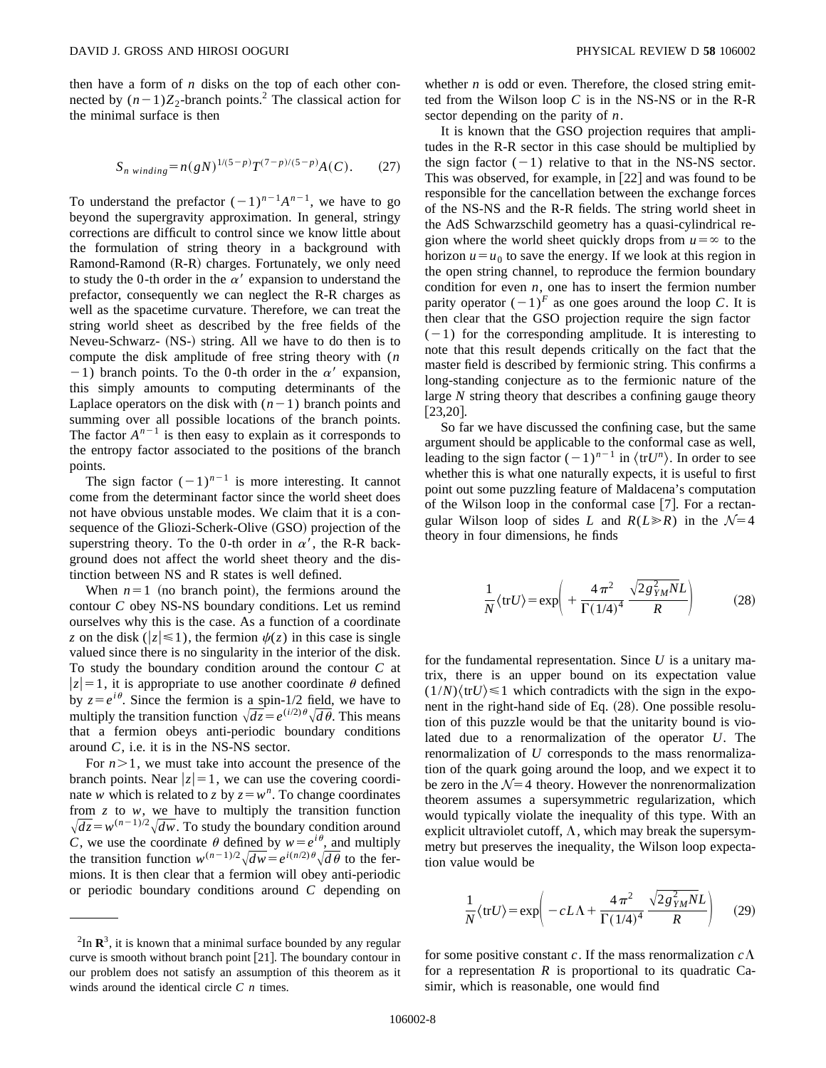then have a form of $n$ disks on the top of each other connected by $(n-1)Z_2$-branch points.[2] The classical action for the minimal surface is then

$$S_{n\ winding} = n(gN)^{1/(5-p)} T^{(7-p)/(5-p)} A(C). \tag{27}$$

To understand the prefactor $(-1)^{n-1}A^{n-1}$, we have to go beyond the supergravity approximation. In general, stringy corrections are difficult to control since we know little about the formulation of string theory in a background with Ramond-Ramond (R-R) charges. Fortunately, we only need to study the 0-th order in the $\alpha'$ expansion to understand the prefactor, consequently we can neglect the R-R charges as well as the spacetime curvature. Therefore, we can treat the string world sheet as described by the free fields of the Neveu-Schwarz- (NS-) string. All we have to do then is to compute the disk amplitude of free string theory with $(n-1)$ branch points. To the 0-th order in the $\alpha'$ expansion, this simply amounts to computing determinants of the Laplace operators on the disk with $(n-1)$ branch points and summing over all possible locations of the branch points. The factor $A^{n-1}$ is then easy to explain as it corresponds to the entropy factor associated to the positions of the branch points.

The sign factor $(-1)^{n-1}$ is more interesting. It cannot come from the determinant factor since the world sheet does not have obvious unstable modes. We claim that it is a consequence of the Gliozi-Scherk-Olive (GSO) projection of the superstring theory. To the 0-th order in $\alpha'$, the R-R background does not affect the world sheet theory and the distinction between NS and R states is well defined.

When $n=1$ (no branch point), the fermions around the contour $C$ obey NS-NS boundary conditions. Let us remind ourselves why this is the case. As a function of a coordinate $z$ on the disk ($|z|\leq 1$), the fermion $\psi(z)$ in this case is single valued since there is no singularity in the interior of the disk. To study the boundary condition around the contour $C$ at $|z|=1$, it is appropriate to use another coordinate $\theta$ defined by $z=e^{i\theta}$. Since the fermion is a spin-1/2 field, we have to multiply the transition function $\sqrt{dz}=e^{(i/2)\theta}\sqrt{d\theta}$. This means that a fermion obeys anti-periodic boundary conditions around $C$, i.e. it is in the NS-NS sector.

For $n>1$, we must take into account the presence of the branch points. Near $|z|=1$, we can use the covering coordinate $w$ which is related to $z$ by $z=w^n$. To change coordinates from $z$ to $w$, we have to multiply the transition function $\sqrt{dz}=w^{(n-1)/2}\sqrt{dw}$. To study the boundary condition around $C$, we use the coordinate $\theta$ defined by $w=e^{i\theta}$, and multiply the transition function $w^{(n-1)/2}\sqrt{dw}=e^{i(n/2)\theta}\sqrt{d\theta}$ to the fermions. It is then clear that a fermion will obey anti-periodic or periodic boundary conditions around $C$ depending on whether $n$ is odd or even. Therefore, the closed string emitted from the Wilson loop $C$ is in the NS-NS or in the R-R sector depending on the parity of $n$.

It is known that the GSO projection requires that amplitudes in the R-R sector in this case should be multiplied by the sign factor $(-1)$ relative to that in the NS-NS sector. This was observed, for example, in [22] and was found to be responsible for the cancellation between the exchange forces of the NS-NS and the R-R fields. The string world sheet in the AdS Schwarzschild geometry has a quasi-cylindrical region where the world sheet quickly drops from $u=\infty$ to the horizon $u=u_0$ to save the energy. If we look at this region in the open string channel, to reproduce the fermion boundary condition for even $n$, one has to insert the fermion number parity operator $(-1)^F$ as one goes around the loop $C$. It is then clear that the GSO projection require the sign factor $(-1)$ for the corresponding amplitude. It is interesting to note that this result depends critically on the fact that the master field is described by fermionic string. This confirms a long-standing conjecture as to the fermionic nature of the large $N$ string theory that describes a confining gauge theory [23,20].

So far we have discussed the confining case, but the same argument should be applicable to the conformal case as well, leading to the sign factor $(-1)^{n-1}$ in $\langle \mathrm{tr}U^n\rangle$. In order to see whether this is what one naturally expects, it is useful to first point out some puzzling feature of Maldacena's computation of the Wilson loop in the conformal case [7]. For a rectangular Wilson loop of sides $L$ and $R(L\gg R)$ in the $\mathcal{N}=4$ theory in four dimensions, he finds

$$\frac{1}{N}\langle \mathrm{tr}U\rangle = \exp\left( +\frac{4\pi^2}{\Gamma(1/4)^4}\frac{\sqrt{2g_{YM}^2 N}L}{R}\right) \tag{28}$$

for the fundamental representation. Since $U$ is a unitary matrix, there is an upper bound on its expectation value $(1/N)\langle \mathrm{tr}U\rangle \leq 1$ which contradicts with the sign in the exponent in the right-hand side of Eq. (28). One possible resolution of this puzzle would be that the unitarity bound is violated due to a renormalization of the operator $U$. The renormalization of $U$ corresponds to the mass renormalization of the quark going around the loop, and we expect it to be zero in the $\mathcal{N}=4$ theory. However the nonrenormalization theorem assumes a supersymmetric regularization, which would typically violate the inequality of this type. With an explicit ultraviolet cutoff, $\Lambda$, which may break the supersymmetry but preserves the inequality, the Wilson loop expectation value would be

$$\frac{1}{N}\langle \mathrm{tr}U\rangle = \exp\left( -cL\Lambda + \frac{4\pi^2}{\Gamma(1/4)^4}\frac{\sqrt{2g_{YM}^2 N}L}{R}\right) \tag{29}$$

for some positive constant $c$. If the mass renormalization $c\Lambda$ for a representation $R$ is proportional to its quadratic Casimir, which is reasonable, one would find

---

[2] In $\mathbf{R}^3$, it is known that a minimal surface bounded by any regular curve is smooth without branch point [21]. The boundary contour in our problem does not satisfy an assumption of this theorem as it winds around the identical circle $C$ $n$ times.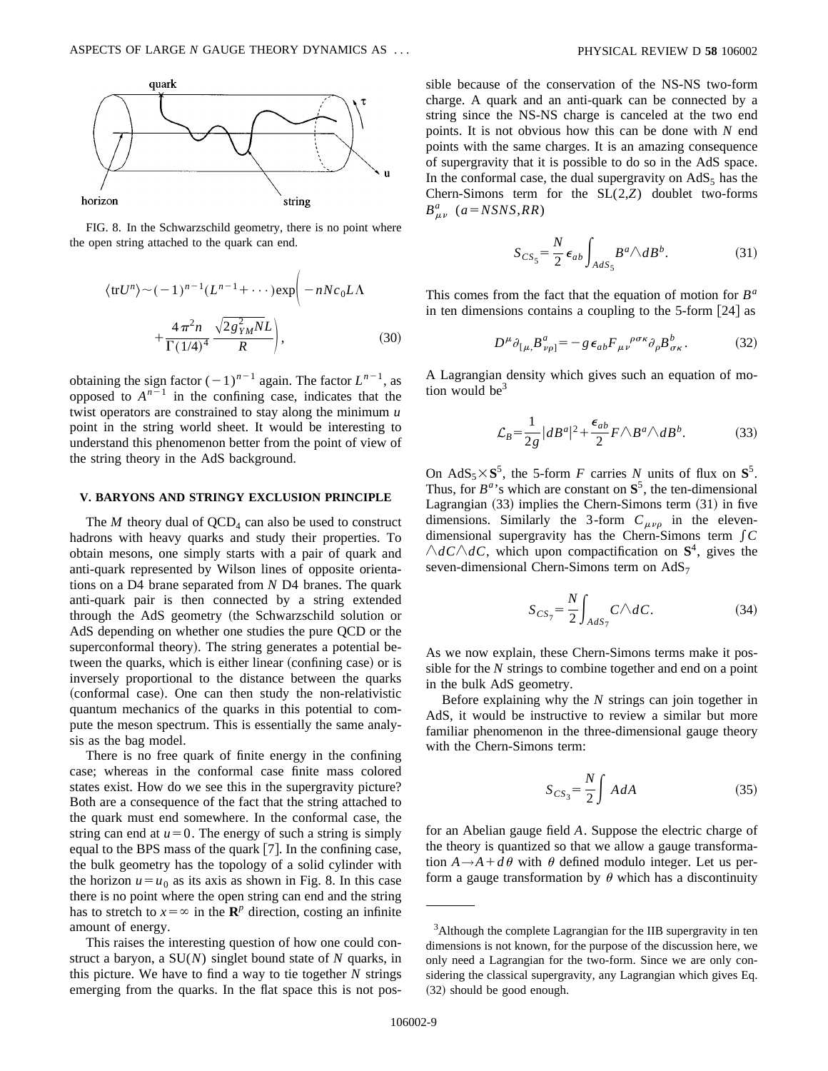FIG. 8. In the Schwarzschild geometry, there is no point where the open string attached to the quark can end.

$$\langle \mathrm{tr} U^n \rangle \sim (-1)^{n-1}(L^{n-1}+\cdots)\exp\left(-nNc_0 L\Lambda + \frac{4\pi^2 n}{\Gamma(1/4)^4}\frac{\sqrt{2g_{YM}^2 N}L}{R}\right), \tag{30}$$

obtaining the sign factor $(-1)^{n-1}$ again. The factor $L^{n-1}$, as opposed to $A^{n-1}$ in the confining case, indicates that the twist operators are constrained to stay along the minimum $u$ point in the string world sheet. It would be interesting to understand this phenomenon better from the point of view of the string theory in the AdS background.

### V. BARYONS AND STRINGY EXCLUSION PRINCIPLE

The $M$ theory dual of $\mathrm{QCD}_4$ can also be used to construct hadrons with heavy quarks and study their properties. To obtain mesons, one simply starts with a pair of quark and anti-quark represented by Wilson lines of opposite orientations on a D4 brane separated from $N$ D4 branes. The quark anti-quark pair is then connected by a string extended through the AdS geometry (the Schwarzschild solution or AdS depending on whether one studies the pure QCD or the superconformal theory). The string generates a potential between the quarks, which is either linear (confining case) or is inversely proportional to the distance between the quarks (conformal case). One can then study the non-relativistic quantum mechanics of the quarks in this potential to compute the meson spectrum. This is essentially the same analysis as the bag model.

There is no free quark of finite energy in the confining case; whereas in the conformal case finite mass colored states exist. How do we see this in the supergravity picture? Both are a consequence of the fact that the string attached to the quark must end somewhere. In the conformal case, the string can end at $u=0$. The energy of such a string is simply equal to the BPS mass of the quark [7]. In the confining case, the bulk geometry has the topology of a solid cylinder with the horizon $u=u_0$ as its axis as shown in Fig. 8. In this case there is no point where the open string can end and the string has to stretch to $x=\infty$ in the $\mathbf{R}^p$ direction, costing an infinite amount of energy.

This raises the interesting question of how one could construct a baryon, a SU($N$) singlet bound state of $N$ quarks, in this picture. We have to find a way to tie together $N$ strings emerging from the quarks. In the flat space this is not possible because of the conservation of the NS-NS two-form charge. A quark and an anti-quark can be connected by a string since the NS-NS charge is canceled at the two end points. It is not obvious how this can be done with $N$ end points with the same charges. It is an amazing consequence of supergravity that it is possible to do so in the AdS space. In the conformal case, the dual supergravity on $\mathrm{AdS}_5$ has the Chern-Simons term for the SL(2,$Z$) doublet two-forms $B^a_{\mu\nu}$ ($a=NSNS,RR$)

$$S_{CS_5} = \frac{N}{2}\epsilon_{ab}\int_{AdS_5} B^a \wedge dB^b. \tag{31}$$

This comes from the fact that the equation of motion for $B^a$ in ten dimensions contains a coupling to the 5-form [24] as

$$D^\mu \partial_{[\mu,}B^a_{\nu\rho]} = -g\epsilon_{ab}F_{\mu\nu}{}^{\rho\sigma\kappa}\partial_\rho B^b_{\sigma\kappa}. \tag{32}$$

A Lagrangian density which gives such an equation of motion would be[3]

$$\mathcal{L}_B = \frac{1}{2g}|dB^a|^2 + \frac{\epsilon_{ab}}{2}F\wedge B^a \wedge dB^b. \tag{33}$$

On $\mathrm{AdS}_5\times \mathbf{S}^5$, the 5-form $F$ carries $N$ units of flux on $\mathbf{S}^5$. Thus, for $B^a$'s which are constant on $\mathbf{S}^5$, the ten-dimensional Lagrangian (33) implies the Chern-Simons term (31) in five dimensions. Similarly the 3-form $C_{\mu\nu\rho}$ in the eleven-dimensional supergravity has the Chern-Simons term $\int C\wedge dC\wedge dC$, which upon compactification on $\mathbf{S}^4$, gives the seven-dimensional Chern-Simons term on $\mathrm{AdS}_7$

$$S_{CS_7} = \frac{N}{2}\int_{AdS_7} C\wedge dC. \tag{34}$$

As we now explain, these Chern-Simons terms make it possible for the $N$ strings to combine together and end on a point in the bulk AdS geometry.

Before explaining why the $N$ strings can join together in AdS, it would be instructive to review a similar but more familiar phenomenon in the three-dimensional gauge theory with the Chern-Simons term:

$$S_{CS_3} = \frac{N}{2}\int AdA \tag{35}$$

for an Abelian gauge field $A$. Suppose the electric charge of the theory is quantized so that we allow a gauge transformation $A\to A+d\theta$ with $\theta$ defined modulo integer. Let us perform a gauge transformation by $\theta$ which has a discontinuity

---

[3] Although the complete Lagrangian for the IIB supergravity in ten dimensions is not known, for the purpose of the discussion here, we only need a Lagrangian for the two-form. Since we are only considering the classical supergravity, any Lagrangian which gives Eq. (32) should be good enough.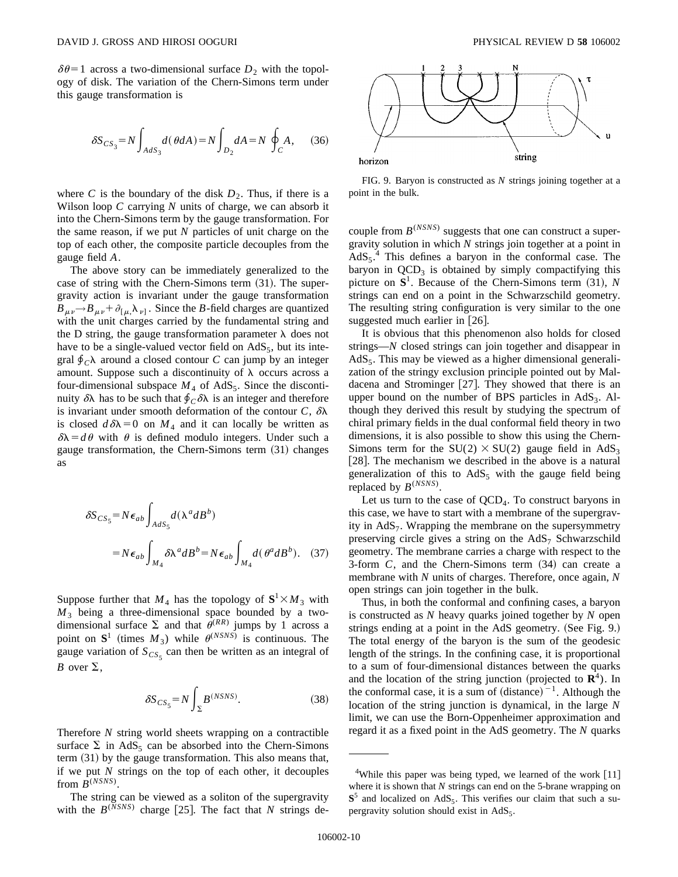$\delta\theta=1$ across a two-dimensional surface $D_2$ with the topology of disk. The variation of the Chern-Simons term under this gauge transformation is

$$\delta S_{CS_3}=N\int_{AdS_3} d(\theta dA)=N\int_{D_2} dA=N\oint_C A, \quad (36)$$

where $C$ is the boundary of the disk $D_2$. Thus, if there is a Wilson loop $C$ carrying $N$ units of charge, we can absorb it into the Chern-Simons term by the gauge transformation. For the same reason, if we put $N$ particles of unit charge on the top of each other, the composite particle decouples from the gauge field $A$.

The above story can be immediately generalized to the case of string with the Chern-Simons term (31). The supergravity action is invariant under the gauge transformation $B_{\mu\nu}\to B_{\mu\nu}+\partial_{[\mu,}\lambda_{\nu]}$. Since the $B$-field charges are quantized with the unit charges carried by the fundamental string and the D string, the gauge transformation parameter $\lambda$ does not have to be a single-valued vector field on $AdS_5$, but its integral $\oint_C\lambda$ around a closed contour $C$ can jump by an integer amount. Suppose such a discontinuity of $\lambda$ occurs across a four-dimensional subspace $M_4$ of $AdS_5$. Since the discontinuity $\delta\lambda$ has to be such that $\oint_C\delta\lambda$ is an integer and therefore is invariant under smooth deformation of the contour $C$, $\delta\lambda$ is closed $d\delta\lambda=0$ on $M_4$ and it can locally be written as $\delta\lambda=d\theta$ with $\theta$ is defined modulo integers. Under such a gauge transformation, the Chern-Simons term (31) changes as

$$\delta S_{CS_5}=N\epsilon_{ab}\int_{AdS_5} d(\lambda^a dB^b)$$
$$=N\epsilon_{ab}\int_{M_4}\delta\lambda^a dB^b=N\epsilon_{ab}\int_{M_4} d(\theta^a dB^b). \quad (37)$$

Suppose further that $M_4$ has the topology of $\mathbf{S}^1\times M_3$ with $M_3$ being a three-dimensional space bounded by a two-dimensional surface $\Sigma$ and that $\theta^{(RR)}$ jumps by 1 across a point on $\mathbf{S}^1$ (times $M_3$) while $\theta^{(NSNS)}$ is continuous. The gauge variation of $S_{CS_5}$ can then be written as an integral of $B$ over $\Sigma$,

$$\delta S_{CS_5}=N\int_\Sigma B^{(NSNS)}. \quad (38)$$

Therefore $N$ string world sheets wrapping on a contractible surface $\Sigma$ in $AdS_5$ can be absorbed into the Chern-Simons term (31) by the gauge transformation. This also means that, if we put $N$ strings on the top of each other, it decouples from $B^{(NSNS)}$.

The string can be viewed as a soliton of the supergravity with the $B^{(NSNS)}$ charge [25]. The fact that $N$ strings decouple from $B^{(NSNS)}$ suggests that one can construct a supergravity solution in which $N$ strings join together at a point in $AdS_5$.[4] This defines a baryon in the conformal case. The baryon in $QCD_3$ is obtained by simply compactifying this picture on $\mathbf{S}^1$. Because of the Chern-Simons term (31), $N$ strings can end on a point in the Schwarzschild geometry. The resulting string configuration is very similar to the one suggested much earlier in [26].

FIG. 9. Baryon is constructed as $N$ strings joining together at a point in the bulk.

It is obvious that this phenomenon also holds for closed strings—$N$ closed strings can join together and disappear in $AdS_5$. This may be viewed as a higher dimensional generalization of the stringy exclusion principle pointed out by Maldacena and Strominger [27]. They showed that there is an upper bound on the number of BPS particles in $AdS_3$. Although they derived this result by studying the spectrum of chiral primary fields in the dual conformal field theory in two dimensions, it is also possible to show this using the Chern-Simons term for the $SU(2)\times SU(2)$ gauge field in $AdS_3$ [28]. The mechanism we described in the above is a natural generalization of this to $AdS_5$ with the gauge field being replaced by $B^{(NSNS)}$.

Let us turn to the case of $QCD_4$. To construct baryons in this case, we have to start with a membrane of the supergravity in $AdS_7$. Wrapping the membrane on the supersymmetry preserving circle gives a string on the $AdS_7$ Schwarzschild geometry. The membrane carries a charge with respect to the 3-form $C$, and the Chern-Simons term (34) can create a membrane with $N$ units of charges. Therefore, once again, $N$ open strings can join together in the bulk.

Thus, in both the conformal and confining cases, a baryon is constructed as $N$ heavy quarks joined together by $N$ open strings ending at a point in the AdS geometry. (See Fig. 9.) The total energy of the baryon is the sum of the geodesic length of the strings. In the confining case, it is proportional to a sum of four-dimensional distances between the quarks and the location of the string junction (projected to $\mathbf{R}^4$). In the conformal case, it is a sum of $(\text{distance})^{-1}$. Although the location of the string junction is dynamical, in the large $N$ limit, we can use the Born-Oppenheimer approximation and regard it as a fixed point in the AdS geometry. The $N$ quarks

[4] While this paper was being typed, we learned of the work [11] where it is shown that $N$ strings can end on the 5-brane wrapping on $\mathbf{S}^5$ and localized on $AdS_5$. This verifies our claim that such a supergravity solution should exist in $AdS_5$.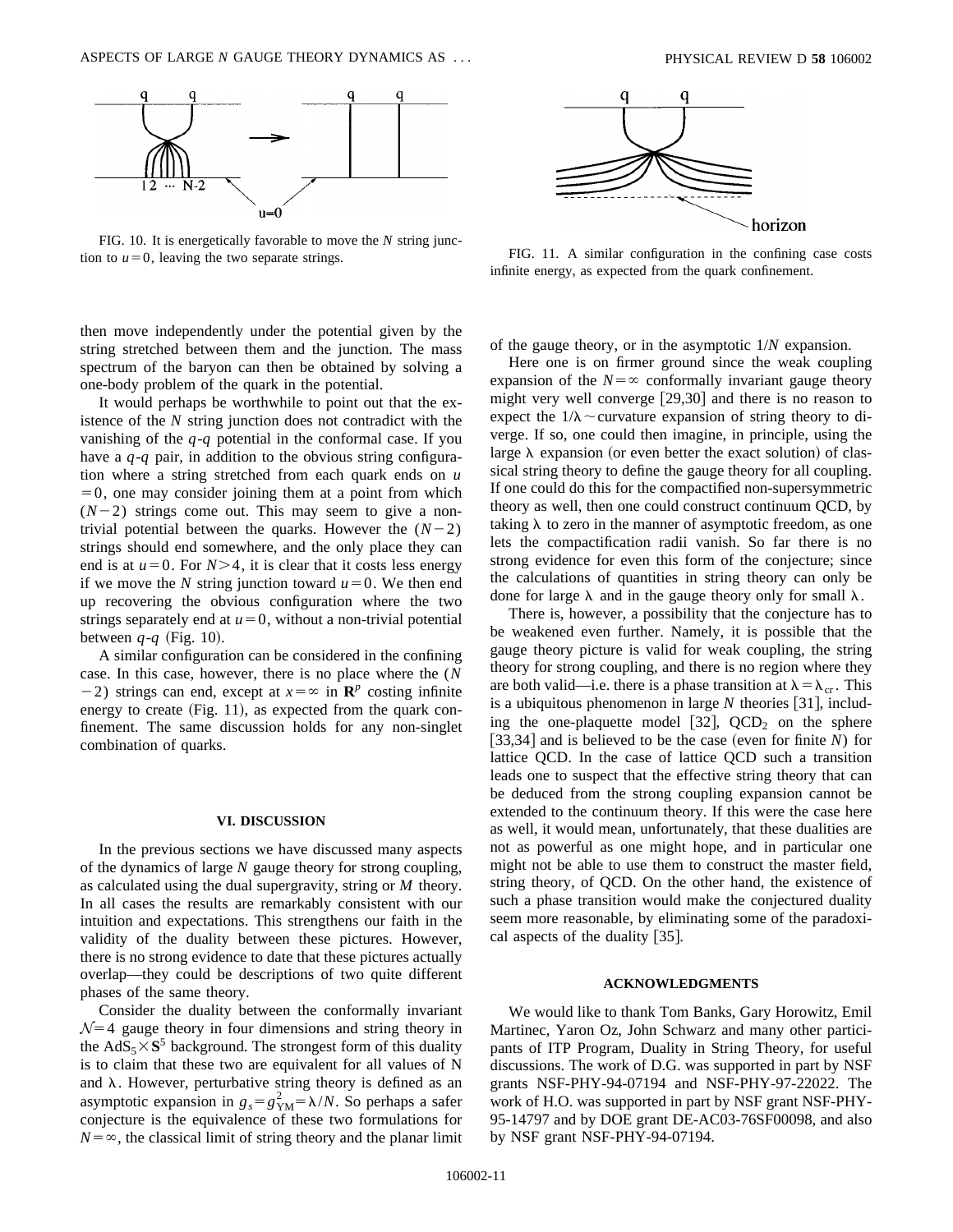FIG. 10. It is energetically favorable to move the $N$ string junction to $u=0$, leaving the two separate strings.

FIG. 11. A similar configuration in the confining case costs infinite energy, as expected from the quark confinement.

then move independently under the potential given by the string stretched between them and the junction. The mass spectrum of the baryon can then be obtained by solving a one-body problem of the quark in the potential.

It would perhaps be worthwhile to point out that the existence of the $N$ string junction does not contradict with the vanishing of the $q$-$q$ potential in the conformal case. If you have a $q$-$q$ pair, in addition to the obvious string configuration where a string stretched from each quark ends on $u=0$, one may consider joining them at a point from which $(N-2)$ strings come out. This may seem to give a nontrivial potential between the quarks. However the $(N-2)$ strings should end somewhere, and the only place they can end is at $u=0$. For $N>4$, it is clear that it costs less energy if we move the $N$ string junction toward $u=0$. We then end up recovering the obvious configuration where the two strings separately end at $u=0$, without a non-trivial potential between $q$-$q$ (Fig. 10).

A similar configuration can be considered in the confining case. In this case, however, there is no place where the $(N-2)$ strings can end, except at $x=\infty$ in $\mathbf{R}^p$ costing infinite energy to create (Fig. 11), as expected from the quark confinement. The same discussion holds for any non-singlet combination of quarks.

## VI. DISCUSSION

In the previous sections we have discussed many aspects of the dynamics of large $N$ gauge theory for strong coupling, as calculated using the dual supergravity, string or $M$ theory. In all cases the results are remarkably consistent with our intuition and expectations. This strengthens our faith in the validity of the duality between these pictures. However, there is no strong evidence to date that these pictures actually overlap—they could be descriptions of two quite different phases of the same theory.

Consider the duality between the conformally invariant $\mathcal{N}=4$ gauge theory in four dimensions and string theory in the $\mathrm{AdS}_5\times\mathbf{S}^5$ background. The strongest form of this duality is to claim that these two are equivalent for all values of N and $\lambda$. However, perturbative string theory is defined as an asymptotic expansion in $g_s=g_{\mathrm{YM}}^2=\lambda/N$. So perhaps a safer conjecture is the equivalence of these two formulations for $N=\infty$, the classical limit of string theory and the planar limit of the gauge theory, or in the asymptotic $1/N$ expansion.

Here one is on firmer ground since the weak coupling expansion of the $N=\infty$ conformally invariant gauge theory might very well converge [29,30] and there is no reason to expect the $1/\lambda\sim$curvature expansion of string theory to diverge. If so, one could then imagine, in principle, using the large $\lambda$ expansion (or even better the exact solution) of classical string theory to define the gauge theory for all coupling. If one could do this for the compactified non-supersymmetric theory as well, then one could construct continuum QCD, by taking $\lambda$ to zero in the manner of asymptotic freedom, as one lets the compactification radii vanish. So far there is no strong evidence for even this form of the conjecture; since the calculations of quantities in string theory can only be done for large $\lambda$ and in the gauge theory only for small $\lambda$.

There is, however, a possibility that the conjecture has to be weakened even further. Namely, it is possible that the gauge theory picture is valid for weak coupling, the string theory for strong coupling, and there is no region where they are both valid—i.e. there is a phase transition at $\lambda=\lambda_{\mathrm{cr}}$. This is a ubiquitous phenomenon in large $N$ theories [31], including the one-plaquette model [32], $\mathrm{QCD}_2$ on the sphere [33,34] and is believed to be the case (even for finite $N$) for lattice QCD. In the case of lattice QCD such a transition leads one to suspect that the effective string theory that can be deduced from the strong coupling expansion cannot be extended to the continuum theory. If this were the case here as well, it would mean, unfortunately, that these dualities are not as powerful as one might hope, and in particular one might not be able to use them to construct the master field, string theory, of QCD. On the other hand, the existence of such a phase transition would make the conjectured duality seem more reasonable, by eliminating some of the paradoxical aspects of the duality [35].

## ACKNOWLEDGMENTS

We would like to thank Tom Banks, Gary Horowitz, Emil Martinec, Yaron Oz, John Schwarz and many other participants of ITP Program, Duality in String Theory, for useful discussions. The work of D.G. was supported in part by NSF grants NSF-PHY-94-07194 and NSF-PHY-97-22022. The work of H.O. was supported in part by NSF grant NSF-PHY-95-14797 and by DOE grant DE-AC03-76SF00098, and also by NSF grant NSF-PHY-94-07194.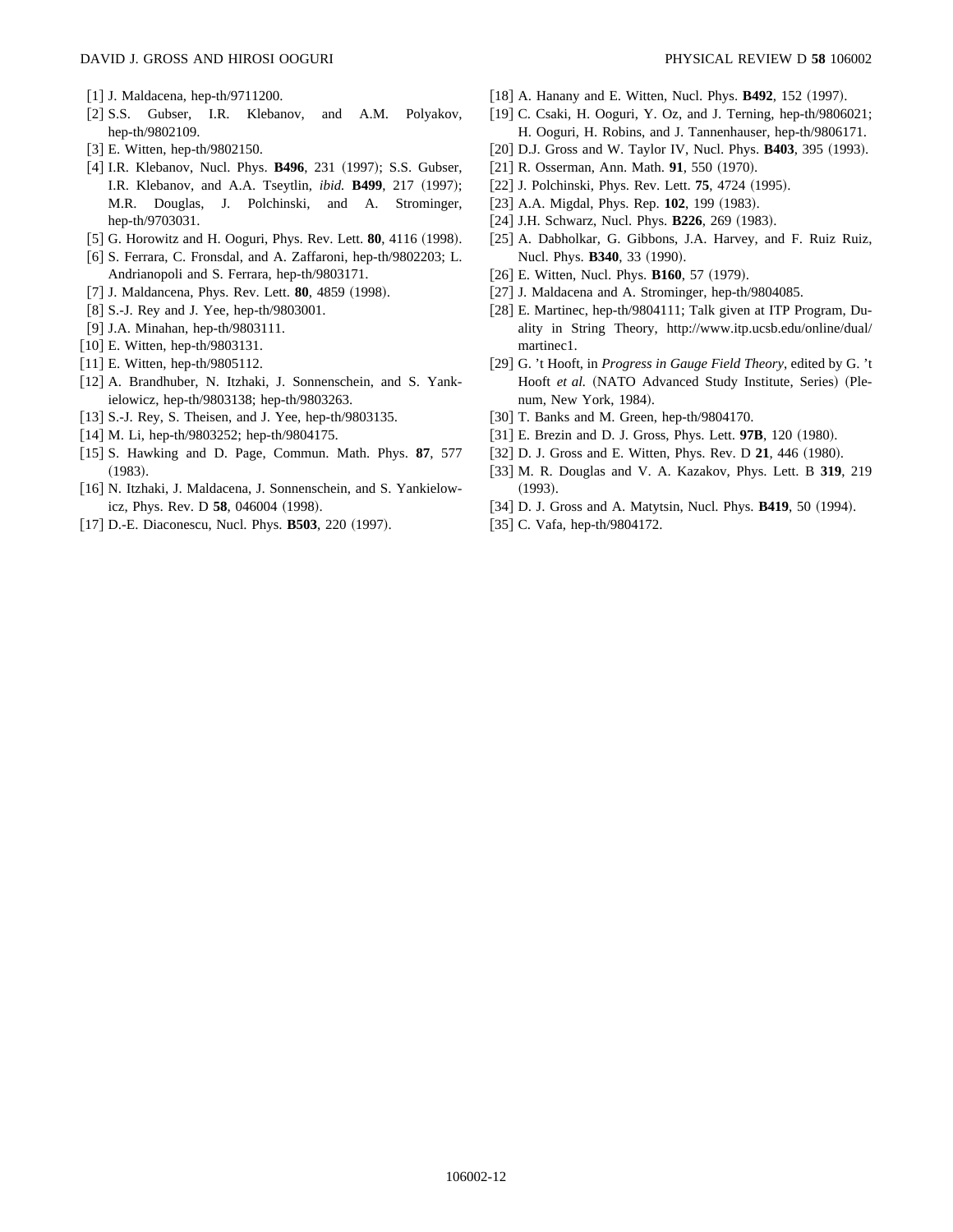[1] J. Maldacena, hep-th/9711200.

[2] S.S. Gubser, I.R. Klebanov, and A.M. Polyakov, hep-th/9802109.

[3] E. Witten, hep-th/9802150.

[4] I.R. Klebanov, Nucl. Phys. **B496**, 231 (1997); S.S. Gubser, I.R. Klebanov, and A.A. Tseytlin, *ibid.* **B499**, 217 (1997); M.R. Douglas, J. Polchinski, and A. Strominger, hep-th/9703031.

[5] G. Horowitz and H. Ooguri, Phys. Rev. Lett. **80**, 4116 (1998).

[6] S. Ferrara, C. Fronsdal, and A. Zaffaroni, hep-th/9802203; L. Andrianopoli and S. Ferrara, hep-th/9803171.

[7] J. Maldancena, Phys. Rev. Lett. **80**, 4859 (1998).

[8] S.-J. Rey and J. Yee, hep-th/9803001.

[9] J.A. Minahan, hep-th/9803111.

[10] E. Witten, hep-th/9803131.

[11] E. Witten, hep-th/9805112.

[12] A. Brandhuber, N. Itzhaki, J. Sonnenschein, and S. Yankielowicz, hep-th/9803138; hep-th/9803263.

[13] S.-J. Rey, S. Theisen, and J. Yee, hep-th/9803135.

[14] M. Li, hep-th/9803252; hep-th/9804175.

[15] S. Hawking and D. Page, Commun. Math. Phys. **87**, 577 (1983).

[16] N. Itzhaki, J. Maldacena, J. Sonnenschein, and S. Yankielowicz, Phys. Rev. D **58**, 046004 (1998).

[17] D.-E. Diaconescu, Nucl. Phys. **B503**, 220 (1997).

[18] A. Hanany and E. Witten, Nucl. Phys. **B492**, 152 (1997).

[19] C. Csaki, H. Ooguri, Y. Oz, and J. Terning, hep-th/9806021; H. Ooguri, H. Robins, and J. Tannenhauser, hep-th/9806171.

[20] D.J. Gross and W. Taylor IV, Nucl. Phys. **B403**, 395 (1993).

[21] R. Osserman, Ann. Math. **91**, 550 (1970).

[22] J. Polchinski, Phys. Rev. Lett. **75**, 4724 (1995).

[23] A.A. Migdal, Phys. Rep. **102**, 199 (1983).

[24] J.H. Schwarz, Nucl. Phys. **B226**, 269 (1983).

[25] A. Dabholkar, G. Gibbons, J.A. Harvey, and F. Ruiz Ruiz, Nucl. Phys. **B340**, 33 (1990).

[26] E. Witten, Nucl. Phys. **B160**, 57 (1979).

[27] J. Maldacena and A. Strominger, hep-th/9804085.

[28] E. Martinec, hep-th/9804111; Talk given at ITP Program, Duality in String Theory, http://www.itp.ucsb.edu/online/dual/martinec1.

[29] G. 't Hooft, in *Progress in Gauge Field Theory*, edited by G. 't Hooft *et al.* (NATO Advanced Study Institute, Series) (Plenum, New York, 1984).

[30] T. Banks and M. Green, hep-th/9804170.

[31] E. Brezin and D. J. Gross, Phys. Lett. **97B**, 120 (1980).

[32] D. J. Gross and E. Witten, Phys. Rev. D **21**, 446 (1980).

[33] M. R. Douglas and V. A. Kazakov, Phys. Lett. B **319**, 219 (1993).

[34] D. J. Gross and A. Matytsin, Nucl. Phys. **B419**, 50 (1994).

[35] C. Vafa, hep-th/9804172.